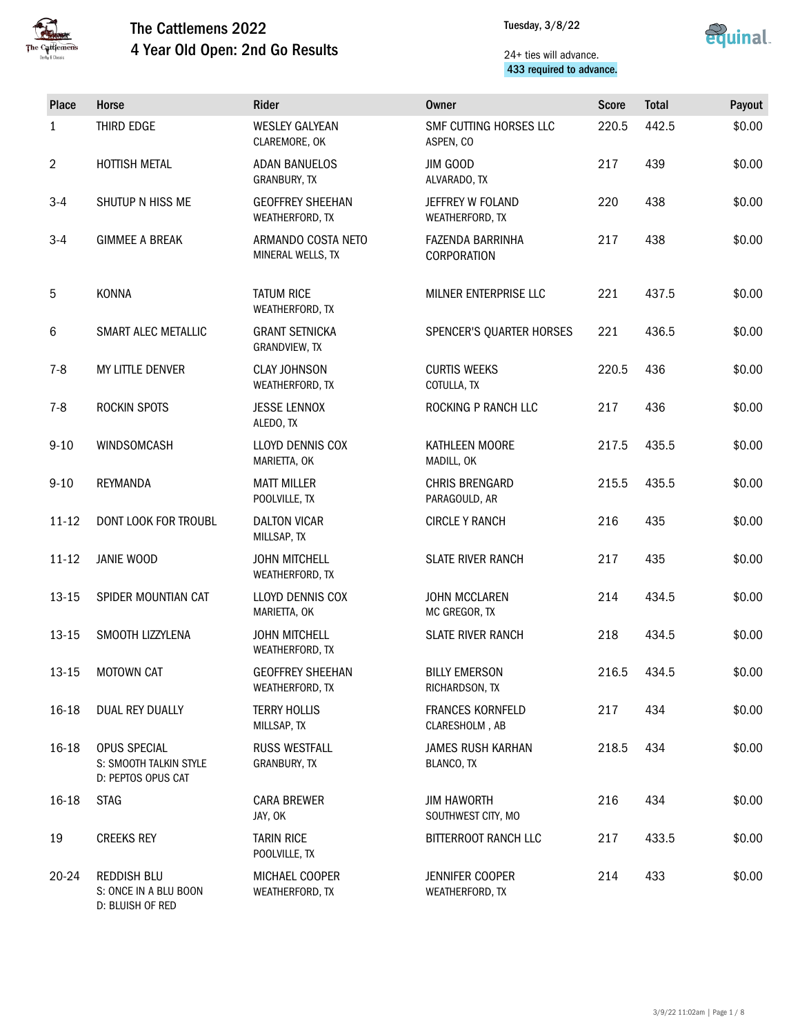# The Cattlemens 2022

## 4 Year Old Open: 2nd Go Results

Tuesday, 3/8/22

24+ ties will advance.
433 required to advance.

| Place | Horse | Rider | Owner | Score | Total | Payout |
|---|---|---|---|---|---|---|
| 1 | THIRD EDGE | WESLEY GALYEAN<br>CLAREMORE, OK | SMF CUTTING HORSES LLC<br>ASPEN, CO | 220.5 | 442.5 | $0.00 |
| 2 | HOTTISH METAL | ADAN BANUELOS<br>GRANBURY, TX | JIM GOOD<br>ALVARADO, TX | 217 | 439 | $0.00 |
| 3-4 | SHUTUP N HISS ME | GEOFFREY SHEEHAN<br>WEATHERFORD, TX | JEFFREY W FOLAND<br>WEATHERFORD, TX | 220 | 438 | $0.00 |
| 3-4 | GIMMEE A BREAK | ARMANDO COSTA NETO<br>MINERAL WELLS, TX | FAZENDA BARRINHA CORPORATION | 217 | 438 | $0.00 |
| 5 | KONNA | TATUM RICE<br>WEATHERFORD, TX | MILNER ENTERPRISE LLC | 221 | 437.5 | $0.00 |
| 6 | SMART ALEC METALLIC | GRANT SETNICKA<br>GRANDVIEW, TX | SPENCER'S QUARTER HORSES | 221 | 436.5 | $0.00 |
| 7-8 | MY LITTLE DENVER | CLAY JOHNSON<br>WEATHERFORD, TX | CURTIS WEEKS<br>COTULLA, TX | 220.5 | 436 | $0.00 |
| 7-8 | ROCKIN SPOTS | JESSE LENNOX<br>ALEDO, TX | ROCKING P RANCH LLC | 217 | 436 | $0.00 |
| 9-10 | WINDSOMCASH | LLOYD DENNIS COX<br>MARIETTA, OK | KATHLEEN MOORE<br>MADILL, OK | 217.5 | 435.5 | $0.00 |
| 9-10 | REYMANDA | MATT MILLER<br>POOLVILLE, TX | CHRIS BRENGARD<br>PARAGOULD, AR | 215.5 | 435.5 | $0.00 |
| 11-12 | DONT LOOK FOR TROUBL | DALTON VICAR<br>MILLSAP, TX | CIRCLE Y RANCH | 216 | 435 | $0.00 |
| 11-12 | JANIE WOOD | JOHN MITCHELL<br>WEATHERFORD, TX | SLATE RIVER RANCH | 217 | 435 | $0.00 |
| 13-15 | SPIDER MOUNTIAN CAT | LLOYD DENNIS COX<br>MARIETTA, OK | JOHN MCCLAREN<br>MC GREGOR, TX | 214 | 434.5 | $0.00 |
| 13-15 | SMOOTH LIZZYLENA | JOHN MITCHELL<br>WEATHERFORD, TX | SLATE RIVER RANCH | 218 | 434.5 | $0.00 |
| 13-15 | MOTOWN CAT | GEOFFREY SHEEHAN<br>WEATHERFORD, TX | BILLY EMERSON<br>RICHARDSON, TX | 216.5 | 434.5 | $0.00 |
| 16-18 | DUAL REY DUALLY | TERRY HOLLIS<br>MILLSAP, TX | FRANCES KORNFELD<br>CLARESHOLM , AB | 217 | 434 | $0.00 |
| 16-18 | OPUS SPECIAL<br>S: SMOOTH TALKIN STYLE<br>D: PEPTOS OPUS CAT | RUSS WESTFALL<br>GRANBURY, TX | JAMES RUSH KARHAN<br>BLANCO, TX | 218.5 | 434 | $0.00 |
| 16-18 | STAG | CARA BREWER<br>JAY, OK | JIM HAWORTH<br>SOUTHWEST CITY, MO | 216 | 434 | $0.00 |
| 19 | CREEKS REY | TARIN RICE<br>POOLVILLE, TX | BITTERROOT RANCH LLC | 217 | 433.5 | $0.00 |
| 20-24 | REDDISH BLU<br>S: ONCE IN A BLU BOON<br>D: BLUISH OF RED | MICHAEL COOPER<br>WEATHERFORD, TX | JENNIFER COOPER<br>WEATHERFORD, TX | 214 | 433 | $0.00 |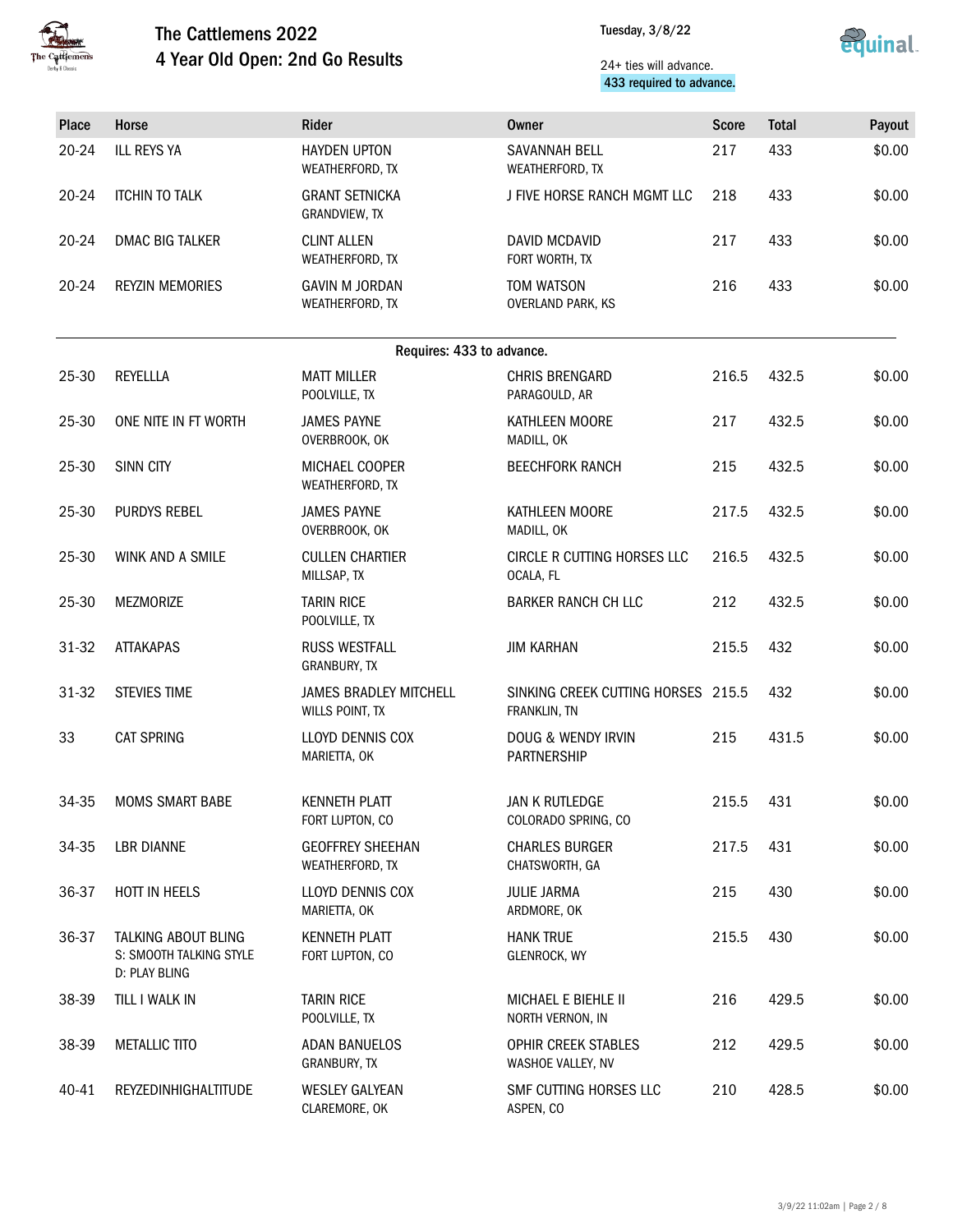# The Cattlemens 2022

## 4 Year Old Open: 2nd Go Results

Tuesday, 3/8/22

24+ ties will advance.
433 required to advance.

| Place | Horse | Rider | Owner | Score | Total | Payout |
|---|---|---|---|---|---|---|
| 20-24 | ILL REYS YA | HAYDEN UPTON<br>WEATHERFORD, TX | SAVANNAH BELL<br>WEATHERFORD, TX | 217 | 433 | $0.00 |
| 20-24 | ITCHIN TO TALK | GRANT SETNICKA<br>GRANDVIEW, TX | J FIVE HORSE RANCH MGMT LLC | 218 | 433 | $0.00 |
| 20-24 | DMAC BIG TALKER | CLINT ALLEN<br>WEATHERFORD, TX | DAVID MCDAVID<br>FORT WORTH, TX | 217 | 433 | $0.00 |
| 20-24 | REYZIN MEMORIES | GAVIN M JORDAN<br>WEATHERFORD, TX | TOM WATSON<br>OVERLAND PARK, KS | 216 | 433 | $0.00 |
| | | Requires: 433 to advance. | | | | |
| 25-30 | REYELLLA | MATT MILLER<br>POOLVILLE, TX | CHRIS BRENGARD<br>PARAGOULD, AR | 216.5 | 432.5 | $0.00 |
| 25-30 | ONE NITE IN FT WORTH | JAMES PAYNE<br>OVERBROOK, OK | KATHLEEN MOORE<br>MADILL, OK | 217 | 432.5 | $0.00 |
| 25-30 | SINN CITY | MICHAEL COOPER<br>WEATHERFORD, TX | BEECHFORK RANCH | 215 | 432.5 | $0.00 |
| 25-30 | PURDYS REBEL | JAMES PAYNE<br>OVERBROOK, OK | KATHLEEN MOORE<br>MADILL, OK | 217.5 | 432.5 | $0.00 |
| 25-30 | WINK AND A SMILE | CULLEN CHARTIER<br>MILLSAP, TX | CIRCLE R CUTTING HORSES LLC<br>OCALA, FL | 216.5 | 432.5 | $0.00 |
| 25-30 | MEZMORIZE | TARIN RICE<br>POOLVILLE, TX | BARKER RANCH CH LLC | 212 | 432.5 | $0.00 |
| 31-32 | ATTAKAPAS | RUSS WESTFALL<br>GRANBURY, TX | JIM KARHAN | 215.5 | 432 | $0.00 |
| 31-32 | STEVIES TIME | JAMES BRADLEY MITCHELL<br>WILLS POINT, TX | SINKING CREEK CUTTING HORSES<br>FRANKLIN, TN | 215.5 | 432 | $0.00 |
| 33 | CAT SPRING | LLOYD DENNIS COX<br>MARIETTA, OK | DOUG & WENDY IRVIN PARTNERSHIP | 215 | 431.5 | $0.00 |
| 34-35 | MOMS SMART BABE | KENNETH PLATT<br>FORT LUPTON, CO | JAN K RUTLEDGE<br>COLORADO SPRING, CO | 215.5 | 431 | $0.00 |
| 34-35 | LBR DIANNE | GEOFFREY SHEEHAN<br>WEATHERFORD, TX | CHARLES BURGER<br>CHATSWORTH, GA | 217.5 | 431 | $0.00 |
| 36-37 | HOTT IN HEELS | LLOYD DENNIS COX<br>MARIETTA, OK | JULIE JARMA<br>ARDMORE, OK | 215 | 430 | $0.00 |
| 36-37 | TALKING ABOUT BLING<br>S: SMOOTH TALKING STYLE<br>D: PLAY BLING | KENNETH PLATT<br>FORT LUPTON, CO | HANK TRUE<br>GLENROCK, WY | 215.5 | 430 | $0.00 |
| 38-39 | TILL I WALK IN | TARIN RICE<br>POOLVILLE, TX | MICHAEL E BIEHLE II<br>NORTH VERNON, IN | 216 | 429.5 | $0.00 |
| 38-39 | METALLIC TITO | ADAN BANUELOS<br>GRANBURY, TX | OPHIR CREEK STABLES<br>WASHOE VALLEY, NV | 212 | 429.5 | $0.00 |
| 40-41 | REYZEDINHIGHALTITUDE | WESLEY GALYEAN<br>CLAREMORE, OK | SMF CUTTING HORSES LLC<br>ASPEN, CO | 210 | 428.5 | $0.00 |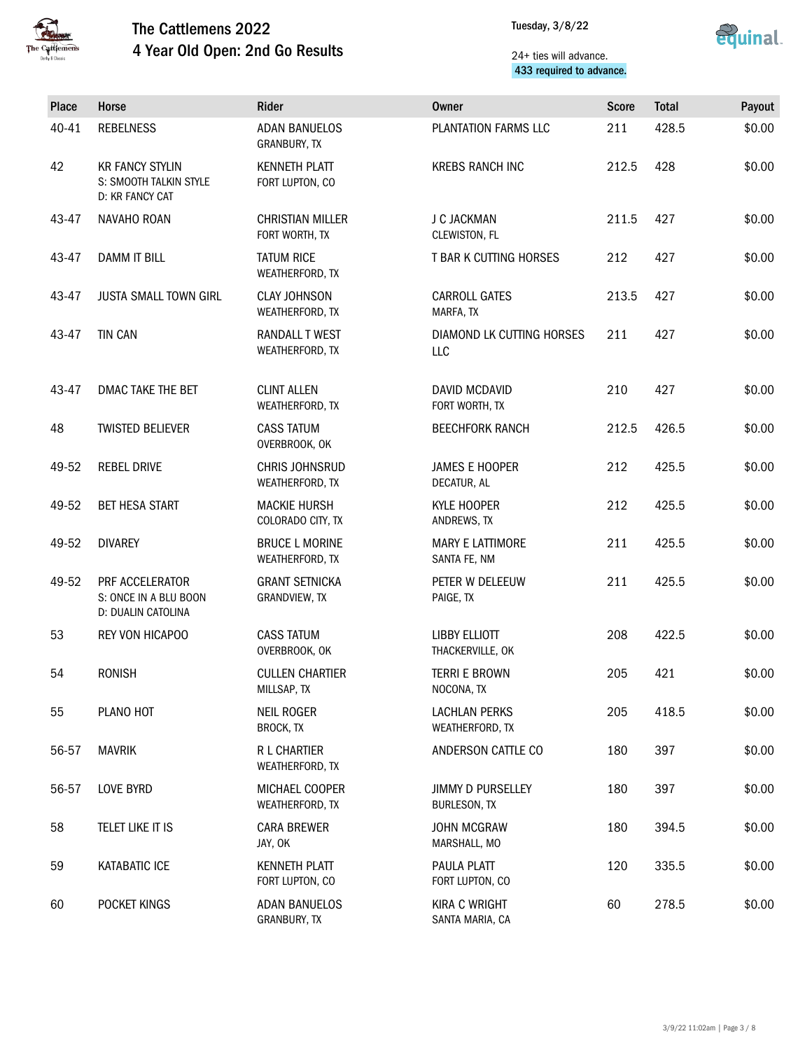# The Cattlemens 2022
## 4 Year Old Open: 2nd Go Results

Tuesday, 3/8/22

24+ ties will advance.
**433 required to advance.**

| Place | Horse | Rider | Owner | Score | Total | Payout |
|---|---|---|---|---|---|---|
| 40-41 | REBELNESS | ADAN BANUELOS<br>GRANBURY, TX | PLANTATION FARMS LLC | 211 | 428.5 | $0.00 |
| 42 | KR FANCY STYLIN<br>S: SMOOTH TALKIN STYLE<br>D: KR FANCY CAT | KENNETH PLATT<br>FORT LUPTON, CO | KREBS RANCH INC | 212.5 | 428 | $0.00 |
| 43-47 | NAVAHO ROAN | CHRISTIAN MILLER<br>FORT WORTH, TX | J C JACKMAN<br>CLEWISTON, FL | 211.5 | 427 | $0.00 |
| 43-47 | DAMM IT BILL | TATUM RICE<br>WEATHERFORD, TX | T BAR K CUTTING HORSES | 212 | 427 | $0.00 |
| 43-47 | JUSTA SMALL TOWN GIRL | CLAY JOHNSON<br>WEATHERFORD, TX | CARROLL GATES<br>MARFA, TX | 213.5 | 427 | $0.00 |
| 43-47 | TIN CAN | RANDALL T WEST<br>WEATHERFORD, TX | DIAMOND LK CUTTING HORSES LLC | 211 | 427 | $0.00 |
| 43-47 | DMAC TAKE THE BET | CLINT ALLEN<br>WEATHERFORD, TX | DAVID MCDAVID<br>FORT WORTH, TX | 210 | 427 | $0.00 |
| 48 | TWISTED BELIEVER | CASS TATUM<br>OVERBROOK, OK | BEECHFORK RANCH | 212.5 | 426.5 | $0.00 |
| 49-52 | REBEL DRIVE | CHRIS JOHNSRUD<br>WEATHERFORD, TX | JAMES E HOOPER<br>DECATUR, AL | 212 | 425.5 | $0.00 |
| 49-52 | BET HESA START | MACKIE HURSH<br>COLORADO CITY, TX | KYLE HOOPER<br>ANDREWS, TX | 212 | 425.5 | $0.00 |
| 49-52 | DIVAREY | BRUCE L MORINE<br>WEATHERFORD, TX | MARY E LATTIMORE<br>SANTA FE, NM | 211 | 425.5 | $0.00 |
| 49-52 | PRF ACCELERATOR<br>S: ONCE IN A BLU BOON<br>D: DUALIN CATOLINA | GRANT SETNICKA<br>GRANDVIEW, TX | PETER W DELEEUW<br>PAIGE, TX | 211 | 425.5 | $0.00 |
| 53 | REY VON HICAPOO | CASS TATUM<br>OVERBROOK, OK | LIBBY ELLIOTT<br>THACKERVILLE, OK | 208 | 422.5 | $0.00 |
| 54 | RONISH | CULLEN CHARTIER<br>MILLSAP, TX | TERRI E BROWN<br>NOCONA, TX | 205 | 421 | $0.00 |
| 55 | PLANO HOT | NEIL ROGER<br>BROCK, TX | LACHLAN PERKS<br>WEATHERFORD, TX | 205 | 418.5 | $0.00 |
| 56-57 | MAVRIK | R L CHARTIER<br>WEATHERFORD, TX | ANDERSON CATTLE CO | 180 | 397 | $0.00 |
| 56-57 | LOVE BYRD | MICHAEL COOPER<br>WEATHERFORD, TX | JIMMY D PURSELLEY<br>BURLESON, TX | 180 | 397 | $0.00 |
| 58 | TELET LIKE IT IS | CARA BREWER<br>JAY, OK | JOHN MCGRAW<br>MARSHALL, MO | 180 | 394.5 | $0.00 |
| 59 | KATABATIC ICE | KENNETH PLATT<br>FORT LUPTON, CO | PAULA PLATT<br>FORT LUPTON, CO | 120 | 335.5 | $0.00 |
| 60 | POCKET KINGS | ADAN BANUELOS<br>GRANBURY, TX | KIRA C WRIGHT<br>SANTA MARIA, CA | 60 | 278.5 | $0.00 |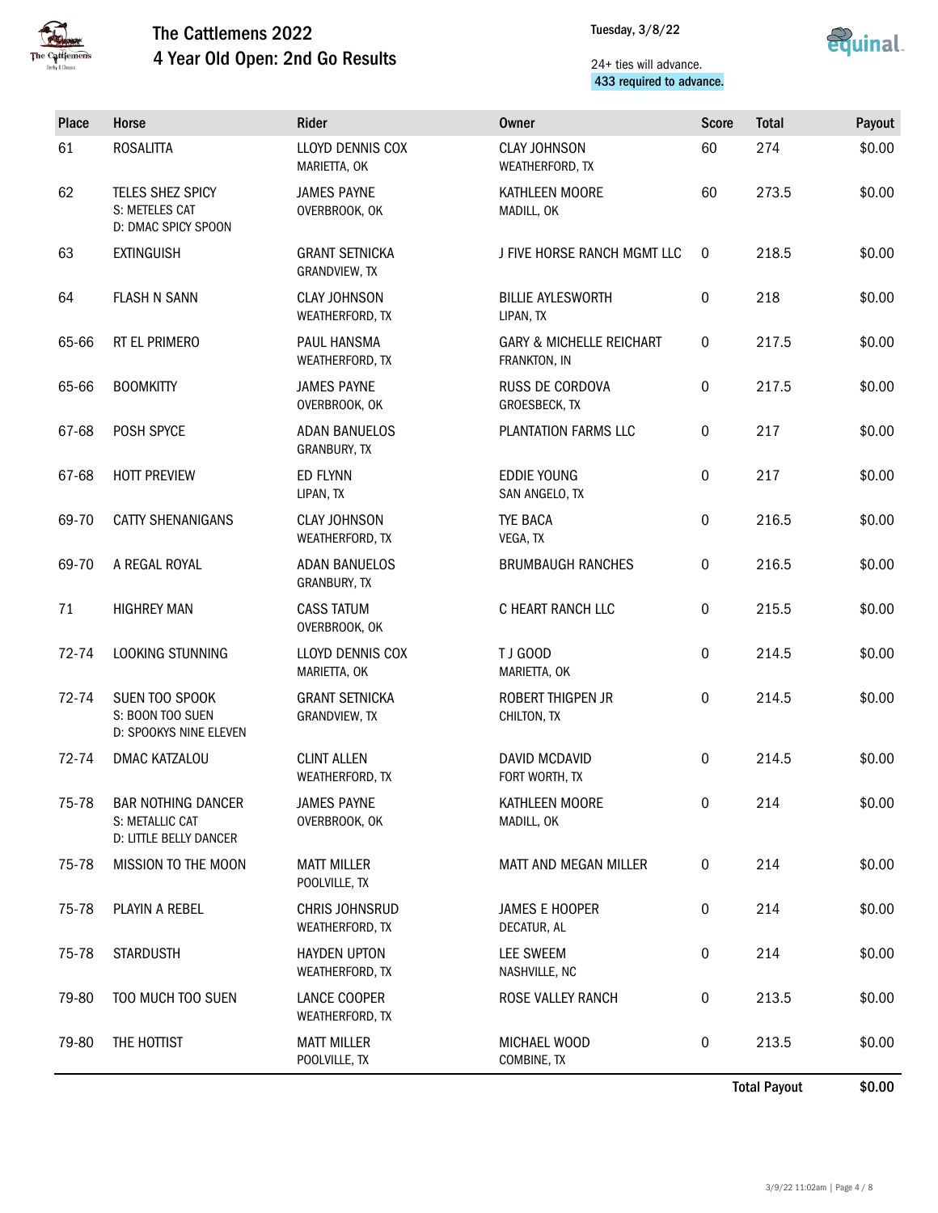# The Cattlemens 2022
## 4 Year Old Open: 2nd Go Results

Tuesday, 3/8/22

24+ ties will advance.
433 required to advance.

| Place | Horse | Rider | Owner | Score | Total | Payout |
|---|---|---|---|---|---|---|
| 61 | ROSALITTA | LLOYD DENNIS COX<br>MARIETTA, OK | CLAY JOHNSON<br>WEATHERFORD, TX | 60 | 274 | $0.00 |
| 62 | TELES SHEZ SPICY<br>S: METELES CAT<br>D: DMAC SPICY SPOON | JAMES PAYNE<br>OVERBROOK, OK | KATHLEEN MOORE<br>MADILL, OK | 60 | 273.5 | $0.00 |
| 63 | EXTINGUISH | GRANT SETNICKA<br>GRANDVIEW, TX | J FIVE HORSE RANCH MGMT LLC | 0 | 218.5 | $0.00 |
| 64 | FLASH N SANN | CLAY JOHNSON<br>WEATHERFORD, TX | BILLIE AYLESWORTH<br>LIPAN, TX | 0 | 218 | $0.00 |
| 65-66 | RT EL PRIMERO | PAUL HANSMA<br>WEATHERFORD, TX | GARY & MICHELLE REICHART<br>FRANKTON, IN | 0 | 217.5 | $0.00 |
| 65-66 | BOOMKITTY | JAMES PAYNE<br>OVERBROOK, OK | RUSS DE CORDOVA<br>GROESBECK, TX | 0 | 217.5 | $0.00 |
| 67-68 | POSH SPYCE | ADAN BANUELOS<br>GRANBURY, TX | PLANTATION FARMS LLC | 0 | 217 | $0.00 |
| 67-68 | HOTT PREVIEW | ED FLYNN<br>LIPAN, TX | EDDIE YOUNG<br>SAN ANGELO, TX | 0 | 217 | $0.00 |
| 69-70 | CATTY SHENANIGANS | CLAY JOHNSON<br>WEATHERFORD, TX | TYE BACA<br>VEGA, TX | 0 | 216.5 | $0.00 |
| 69-70 | A REGAL ROYAL | ADAN BANUELOS<br>GRANBURY, TX | BRUMBAUGH RANCHES | 0 | 216.5 | $0.00 |
| 71 | HIGHREY MAN | CASS TATUM<br>OVERBROOK, OK | C HEART RANCH LLC | 0 | 215.5 | $0.00 |
| 72-74 | LOOKING STUNNING | LLOYD DENNIS COX<br>MARIETTA, OK | T J GOOD<br>MARIETTA, OK | 0 | 214.5 | $0.00 |
| 72-74 | SUEN TOO SPOOK<br>S: BOON TOO SUEN<br>D: SPOOKYS NINE ELEVEN | GRANT SETNICKA<br>GRANDVIEW, TX | ROBERT THIGPEN JR<br>CHILTON, TX | 0 | 214.5 | $0.00 |
| 72-74 | DMAC KATZALOU | CLINT ALLEN<br>WEATHERFORD, TX | DAVID MCDAVID<br>FORT WORTH, TX | 0 | 214.5 | $0.00 |
| 75-78 | BAR NOTHING DANCER<br>S: METALLIC CAT<br>D: LITTLE BELLY DANCER | JAMES PAYNE<br>OVERBROOK, OK | KATHLEEN MOORE<br>MADILL, OK | 0 | 214 | $0.00 |
| 75-78 | MISSION TO THE MOON | MATT MILLER<br>POOLVILLE, TX | MATT AND MEGAN MILLER | 0 | 214 | $0.00 |
| 75-78 | PLAYIN A REBEL | CHRIS JOHNSRUD<br>WEATHERFORD, TX | JAMES E HOOPER<br>DECATUR, AL | 0 | 214 | $0.00 |
| 75-78 | STARDUSTH | HAYDEN UPTON<br>WEATHERFORD, TX | LEE SWEEM<br>NASHVILLE, NC | 0 | 214 | $0.00 |
| 79-80 | TOO MUCH TOO SUEN | LANCE COOPER<br>WEATHERFORD, TX | ROSE VALLEY RANCH | 0 | 213.5 | $0.00 |
| 79-80 | THE HOTTIST | MATT MILLER<br>POOLVILLE, TX | MICHAEL WOOD<br>COMBINE, TX | 0 | 213.5 | $0.00 |
| | | | | | **Total Payout** | **$0.00** |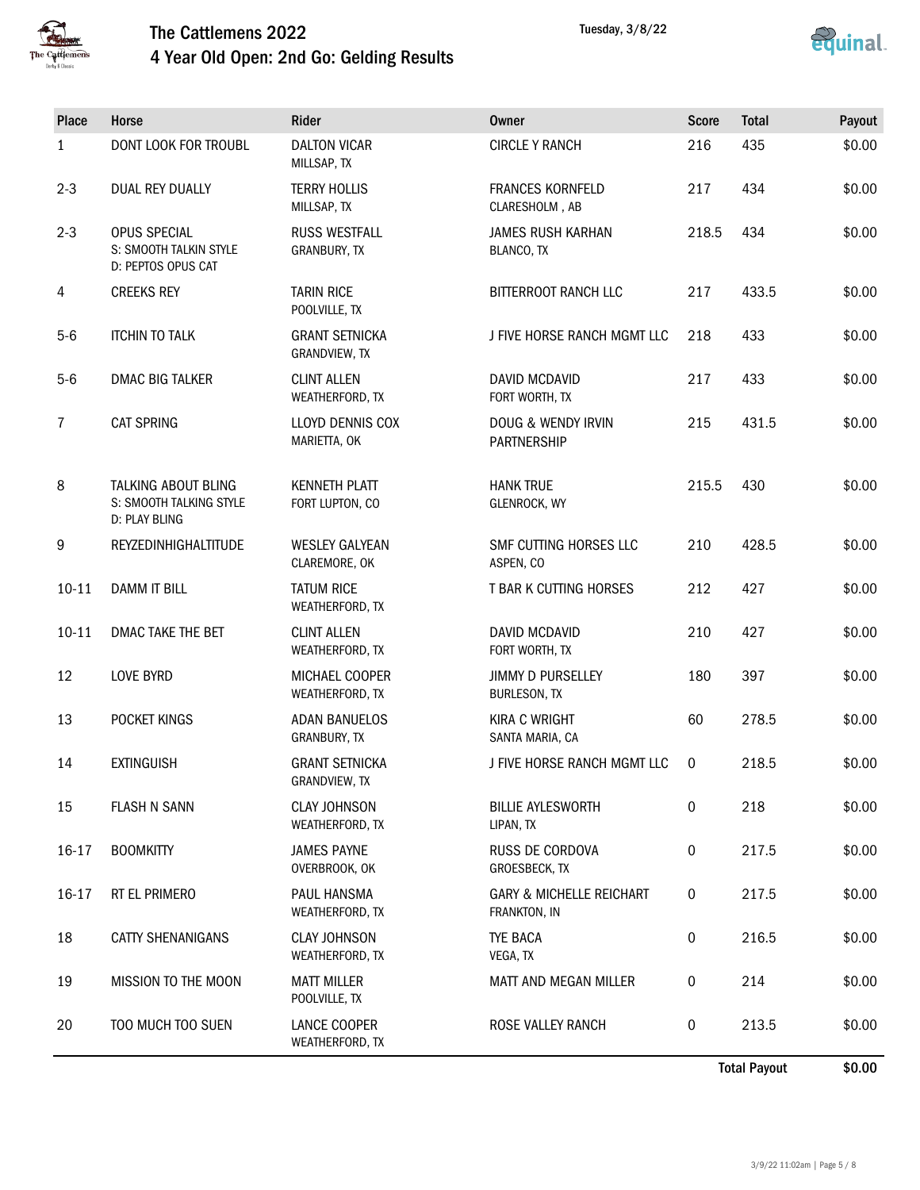# The Cattlemens 2022

## 4 Year Old Open: 2nd Go: Gelding Results

Tuesday, 3/8/22

| Place | Horse | Rider | Owner | Score | Total | Payout |
|---|---|---|---|---|---|---|
| 1 | DONT LOOK FOR TROUBL | DALTON VICAR<br>MILLSAP, TX | CIRCLE Y RANCH | 216 | 435 | $0.00 |
| 2-3 | DUAL REY DUALLY | TERRY HOLLIS<br>MILLSAP, TX | FRANCES KORNFELD<br>CLARESHOLM , AB | 217 | 434 | $0.00 |
| 2-3 | OPUS SPECIAL<br>S: SMOOTH TALKIN STYLE<br>D: PEPTOS OPUS CAT | RUSS WESTFALL<br>GRANBURY, TX | JAMES RUSH KARHAN<br>BLANCO, TX | 218.5 | 434 | $0.00 |
| 4 | CREEKS REY | TARIN RICE<br>POOLVILLE, TX | BITTERROOT RANCH LLC | 217 | 433.5 | $0.00 |
| 5-6 | ITCHIN TO TALK | GRANT SETNICKA<br>GRANDVIEW, TX | J FIVE HORSE RANCH MGMT LLC | 218 | 433 | $0.00 |
| 5-6 | DMAC BIG TALKER | CLINT ALLEN<br>WEATHERFORD, TX | DAVID MCDAVID<br>FORT WORTH, TX | 217 | 433 | $0.00 |
| 7 | CAT SPRING | LLOYD DENNIS COX<br>MARIETTA, OK | DOUG & WENDY IRVIN PARTNERSHIP | 215 | 431.5 | $0.00 |
| 8 | TALKING ABOUT BLING<br>S: SMOOTH TALKING STYLE<br>D: PLAY BLING | KENNETH PLATT<br>FORT LUPTON, CO | HANK TRUE<br>GLENROCK, WY | 215.5 | 430 | $0.00 |
| 9 | REYZEDINHIGHALTITUDE | WESLEY GALYEAN<br>CLAREMORE, OK | SMF CUTTING HORSES LLC<br>ASPEN, CO | 210 | 428.5 | $0.00 |
| 10-11 | DAMM IT BILL | TATUM RICE<br>WEATHERFORD, TX | T BAR K CUTTING HORSES | 212 | 427 | $0.00 |
| 10-11 | DMAC TAKE THE BET | CLINT ALLEN<br>WEATHERFORD, TX | DAVID MCDAVID<br>FORT WORTH, TX | 210 | 427 | $0.00 |
| 12 | LOVE BYRD | MICHAEL COOPER<br>WEATHERFORD, TX | JIMMY D PURSELLEY<br>BURLESON, TX | 180 | 397 | $0.00 |
| 13 | POCKET KINGS | ADAN BANUELOS<br>GRANBURY, TX | KIRA C WRIGHT<br>SANTA MARIA, CA | 60 | 278.5 | $0.00 |
| 14 | EXTINGUISH | GRANT SETNICKA<br>GRANDVIEW, TX | J FIVE HORSE RANCH MGMT LLC | 0 | 218.5 | $0.00 |
| 15 | FLASH N SANN | CLAY JOHNSON<br>WEATHERFORD, TX | BILLIE AYLESWORTH<br>LIPAN, TX | 0 | 218 | $0.00 |
| 16-17 | BOOMKITTY | JAMES PAYNE<br>OVERBROOK, OK | RUSS DE CORDOVA<br>GROESBECK, TX | 0 | 217.5 | $0.00 |
| 16-17 | RT EL PRIMERO | PAUL HANSMA<br>WEATHERFORD, TX | GARY & MICHELLE REICHART<br>FRANKTON, IN | 0 | 217.5 | $0.00 |
| 18 | CATTY SHENANIGANS | CLAY JOHNSON<br>WEATHERFORD, TX | TYE BACA<br>VEGA, TX | 0 | 216.5 | $0.00 |
| 19 | MISSION TO THE MOON | MATT MILLER<br>POOLVILLE, TX | MATT AND MEGAN MILLER | 0 | 214 | $0.00 |
| 20 | TOO MUCH TOO SUEN | LANCE COOPER<br>WEATHERFORD, TX | ROSE VALLEY RANCH | 0 | 213.5 | $0.00 |
| | | | | | **Total Payout** | **$0.00** |

3/9/22 11:02am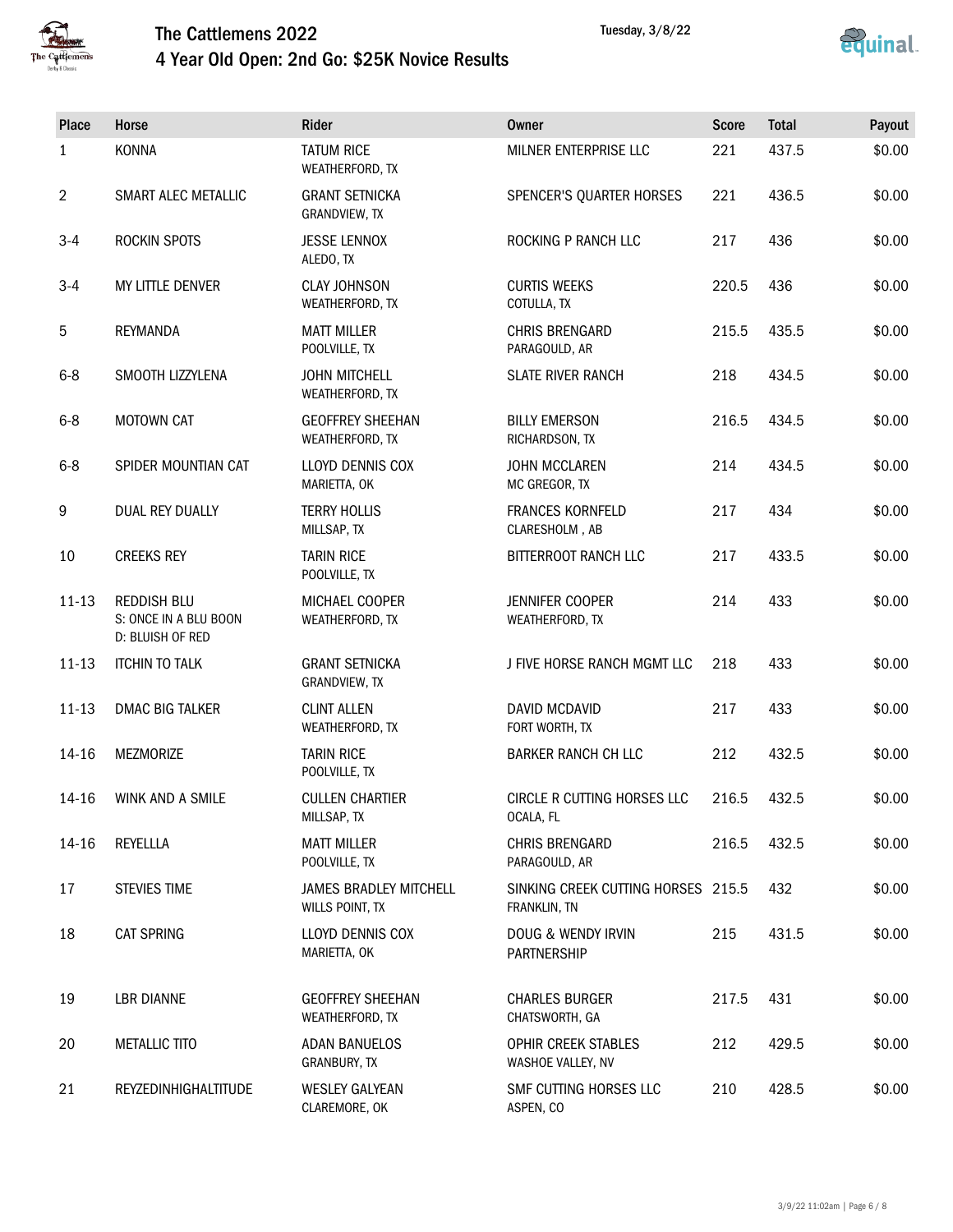# The Cattlemens 2022

## 4 Year Old Open: 2nd Go: $25K Novice Results

Tuesday, 3/8/22

| Place | Horse | Rider | Owner | Score | Total | Payout |
|---|---|---|---|---|---|---|
| 1 | KONNA | TATUM RICE<br>WEATHERFORD, TX | MILNER ENTERPRISE LLC | 221 | 437.5 | $0.00 |
| 2 | SMART ALEC METALLIC | GRANT SETNICKA<br>GRANDVIEW, TX | SPENCER'S QUARTER HORSES | 221 | 436.5 | $0.00 |
| 3-4 | ROCKIN SPOTS | JESSE LENNOX<br>ALEDO, TX | ROCKING P RANCH LLC | 217 | 436 | $0.00 |
| 3-4 | MY LITTLE DENVER | CLAY JOHNSON<br>WEATHERFORD, TX | CURTIS WEEKS<br>COTULLA, TX | 220.5 | 436 | $0.00 |
| 5 | REYMANDA | MATT MILLER<br>POOLVILLE, TX | CHRIS BRENGARD<br>PARAGOULD, AR | 215.5 | 435.5 | $0.00 |
| 6-8 | SMOOTH LIZZYLENA | JOHN MITCHELL<br>WEATHERFORD, TX | SLATE RIVER RANCH | 218 | 434.5 | $0.00 |
| 6-8 | MOTOWN CAT | GEOFFREY SHEEHAN<br>WEATHERFORD, TX | BILLY EMERSON<br>RICHARDSON, TX | 216.5 | 434.5 | $0.00 |
| 6-8 | SPIDER MOUNTIAN CAT | LLOYD DENNIS COX<br>MARIETTA, OK | JOHN MCCLAREN<br>MC GREGOR, TX | 214 | 434.5 | $0.00 |
| 9 | DUAL REY DUALLY | TERRY HOLLIS<br>MILLSAP, TX | FRANCES KORNFELD<br>CLARESHOLM , AB | 217 | 434 | $0.00 |
| 10 | CREEKS REY | TARIN RICE<br>POOLVILLE, TX | BITTERROOT RANCH LLC | 217 | 433.5 | $0.00 |
| 11-13 | REDDISH BLU<br>S: ONCE IN A BLU BOON<br>D: BLUISH OF RED | MICHAEL COOPER<br>WEATHERFORD, TX | JENNIFER COOPER<br>WEATHERFORD, TX | 214 | 433 | $0.00 |
| 11-13 | ITCHIN TO TALK | GRANT SETNICKA<br>GRANDVIEW, TX | J FIVE HORSE RANCH MGMT LLC | 218 | 433 | $0.00 |
| 11-13 | DMAC BIG TALKER | CLINT ALLEN<br>WEATHERFORD, TX | DAVID MCDAVID<br>FORT WORTH, TX | 217 | 433 | $0.00 |
| 14-16 | MEZMORIZE | TARIN RICE<br>POOLVILLE, TX | BARKER RANCH CH LLC | 212 | 432.5 | $0.00 |
| 14-16 | WINK AND A SMILE | CULLEN CHARTIER<br>MILLSAP, TX | CIRCLE R CUTTING HORSES LLC<br>OCALA, FL | 216.5 | 432.5 | $0.00 |
| 14-16 | REYELLLA | MATT MILLER<br>POOLVILLE, TX | CHRIS BRENGARD<br>PARAGOULD, AR | 216.5 | 432.5 | $0.00 |
| 17 | STEVIES TIME | JAMES BRADLEY MITCHELL<br>WILLS POINT, TX | SINKING CREEK CUTTING HORSES<br>FRANKLIN, TN | 215.5 | 432 | $0.00 |
| 18 | CAT SPRING | LLOYD DENNIS COX<br>MARIETTA, OK | DOUG & WENDY IRVIN PARTNERSHIP | 215 | 431.5 | $0.00 |
| 19 | LBR DIANNE | GEOFFREY SHEEHAN<br>WEATHERFORD, TX | CHARLES BURGER<br>CHATSWORTH, GA | 217.5 | 431 | $0.00 |
| 20 | METALLIC TITO | ADAN BANUELOS<br>GRANBURY, TX | OPHIR CREEK STABLES<br>WASHOE VALLEY, NV | 212 | 429.5 | $0.00 |
| 21 | REYZEDINHIGHALTITUDE | WESLEY GALYEAN<br>CLAREMORE, OK | SMF CUTTING HORSES LLC<br>ASPEN, CO | 210 | 428.5 | $0.00 |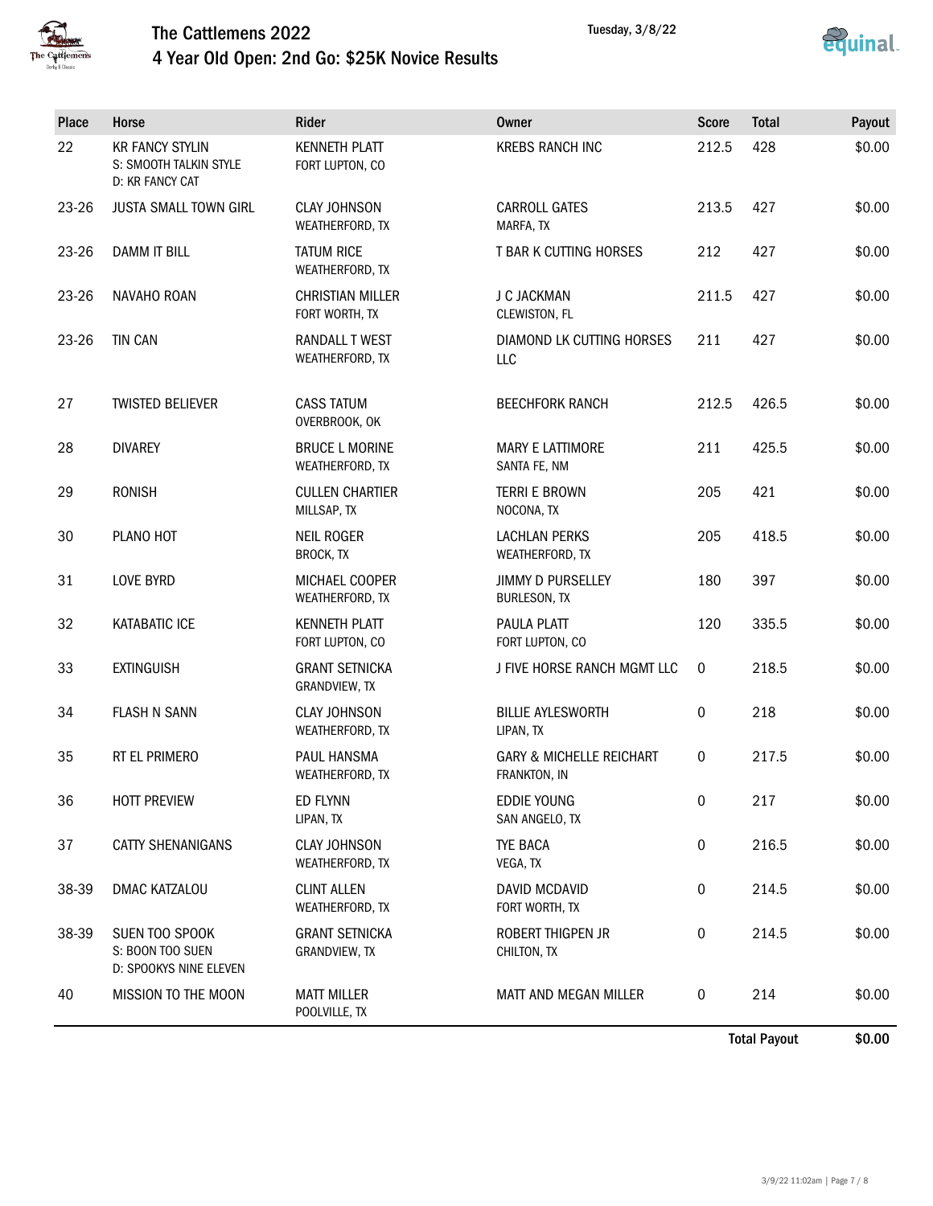# The Cattlemens 2022

## 4 Year Old Open: 2nd Go: $25K Novice Results

Tuesday, 3/8/22

| Place | Horse | Rider | Owner | Score | Total | Payout |
|---|---|---|---|---|---|---|
| 22 | KR FANCY STYLIN<br>S: SMOOTH TALKIN STYLE<br>D: KR FANCY CAT | KENNETH PLATT<br>FORT LUPTON, CO | KREBS RANCH INC | 212.5 | 428 | $0.00 |
| 23-26 | JUSTA SMALL TOWN GIRL | CLAY JOHNSON<br>WEATHERFORD, TX | CARROLL GATES<br>MARFA, TX | 213.5 | 427 | $0.00 |
| 23-26 | DAMM IT BILL | TATUM RICE<br>WEATHERFORD, TX | T BAR K CUTTING HORSES | 212 | 427 | $0.00 |
| 23-26 | NAVAHO ROAN | CHRISTIAN MILLER<br>FORT WORTH, TX | J C JACKMAN<br>CLEWISTON, FL | 211.5 | 427 | $0.00 |
| 23-26 | TIN CAN | RANDALL T WEST<br>WEATHERFORD, TX | DIAMOND LK CUTTING HORSES LLC | 211 | 427 | $0.00 |
| 27 | TWISTED BELIEVER | CASS TATUM<br>OVERBROOK, OK | BEECHFORK RANCH | 212.5 | 426.5 | $0.00 |
| 28 | DIVAREY | BRUCE L MORINE<br>WEATHERFORD, TX | MARY E LATTIMORE<br>SANTA FE, NM | 211 | 425.5 | $0.00 |
| 29 | RONISH | CULLEN CHARTIER<br>MILLSAP, TX | TERRI E BROWN<br>NOCONA, TX | 205 | 421 | $0.00 |
| 30 | PLANO HOT | NEIL ROGER<br>BROCK, TX | LACHLAN PERKS<br>WEATHERFORD, TX | 205 | 418.5 | $0.00 |
| 31 | LOVE BYRD | MICHAEL COOPER<br>WEATHERFORD, TX | JIMMY D PURSELLEY<br>BURLESON, TX | 180 | 397 | $0.00 |
| 32 | KATABATIC ICE | KENNETH PLATT<br>FORT LUPTON, CO | PAULA PLATT<br>FORT LUPTON, CO | 120 | 335.5 | $0.00 |
| 33 | EXTINGUISH | GRANT SETNICKA<br>GRANDVIEW, TX | J FIVE HORSE RANCH MGMT LLC | 0 | 218.5 | $0.00 |
| 34 | FLASH N SANN | CLAY JOHNSON<br>WEATHERFORD, TX | BILLIE AYLESWORTH<br>LIPAN, TX | 0 | 218 | $0.00 |
| 35 | RT EL PRIMERO | PAUL HANSMA<br>WEATHERFORD, TX | GARY & MICHELLE REICHART<br>FRANKTON, IN | 0 | 217.5 | $0.00 |
| 36 | HOTT PREVIEW | ED FLYNN<br>LIPAN, TX | EDDIE YOUNG<br>SAN ANGELO, TX | 0 | 217 | $0.00 |
| 37 | CATTY SHENANIGANS | CLAY JOHNSON<br>WEATHERFORD, TX | TYE BACA<br>VEGA, TX | 0 | 216.5 | $0.00 |
| 38-39 | DMAC KATZALOU | CLINT ALLEN<br>WEATHERFORD, TX | DAVID MCDAVID<br>FORT WORTH, TX | 0 | 214.5 | $0.00 |
| 38-39 | SUEN TOO SPOOK<br>S: BOON TOO SUEN<br>D: SPOOKYS NINE ELEVEN | GRANT SETNICKA<br>GRANDVIEW, TX | ROBERT THIGPEN JR<br>CHILTON, TX | 0 | 214.5 | $0.00 |
| 40 | MISSION TO THE MOON | MATT MILLER<br>POOLVILLE, TX | MATT AND MEGAN MILLER | 0 | 214 | $0.00 |
| | | | | | **Total Payout** | **$0.00** |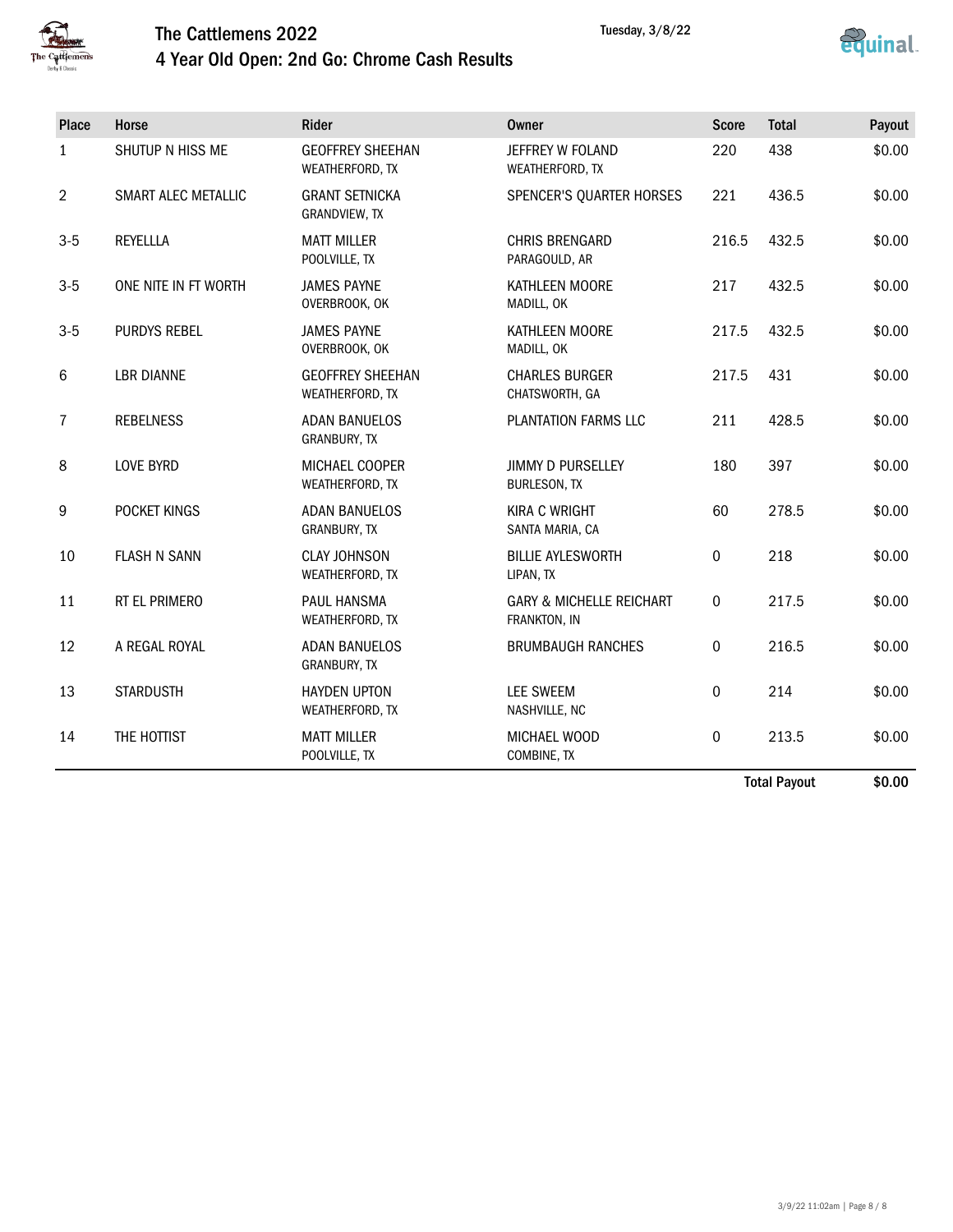# The Cattlemens 2022

## 4 Year Old Open: 2nd Go: Chrome Cash Results

Tuesday, 3/8/22

| Place | Horse | Rider | Owner | Score | Total | Payout |
|---|---|---|---|---|---|---|
| 1 | SHUTUP N HISS ME | GEOFFREY SHEEHAN<br>WEATHERFORD, TX | JEFFREY W FOLAND<br>WEATHERFORD, TX | 220 | 438 | $0.00 |
| 2 | SMART ALEC METALLIC | GRANT SETNICKA<br>GRANDVIEW, TX | SPENCER'S QUARTER HORSES | 221 | 436.5 | $0.00 |
| 3-5 | REYELLLA | MATT MILLER<br>POOLVILLE, TX | CHRIS BRENGARD<br>PARAGOULD, AR | 216.5 | 432.5 | $0.00 |
| 3-5 | ONE NITE IN FT WORTH | JAMES PAYNE<br>OVERBROOK, OK | KATHLEEN MOORE<br>MADILL, OK | 217 | 432.5 | $0.00 |
| 3-5 | PURDYS REBEL | JAMES PAYNE<br>OVERBROOK, OK | KATHLEEN MOORE<br>MADILL, OK | 217.5 | 432.5 | $0.00 |
| 6 | LBR DIANNE | GEOFFREY SHEEHAN<br>WEATHERFORD, TX | CHARLES BURGER<br>CHATSWORTH, GA | 217.5 | 431 | $0.00 |
| 7 | REBELNESS | ADAN BANUELOS<br>GRANBURY, TX | PLANTATION FARMS LLC | 211 | 428.5 | $0.00 |
| 8 | LOVE BYRD | MICHAEL COOPER<br>WEATHERFORD, TX | JIMMY D PURSELLEY<br>BURLESON, TX | 180 | 397 | $0.00 |
| 9 | POCKET KINGS | ADAN BANUELOS<br>GRANBURY, TX | KIRA C WRIGHT<br>SANTA MARIA, CA | 60 | 278.5 | $0.00 |
| 10 | FLASH N SANN | CLAY JOHNSON<br>WEATHERFORD, TX | BILLIE AYLESWORTH<br>LIPAN, TX | 0 | 218 | $0.00 |
| 11 | RT EL PRIMERO | PAUL HANSMA<br>WEATHERFORD, TX | GARY & MICHELLE REICHART<br>FRANKTON, IN | 0 | 217.5 | $0.00 |
| 12 | A REGAL ROYAL | ADAN BANUELOS<br>GRANBURY, TX | BRUMBAUGH RANCHES | 0 | 216.5 | $0.00 |
| 13 | STARDUSTH | HAYDEN UPTON<br>WEATHERFORD, TX | LEE SWEEM<br>NASHVILLE, NC | 0 | 214 | $0.00 |
| 14 | THE HOTTIST | MATT MILLER<br>POOLVILLE, TX | MICHAEL WOOD<br>COMBINE, TX | 0 | 213.5 | $0.00 |
| | | | | | **Total Payout** | **$0.00** |